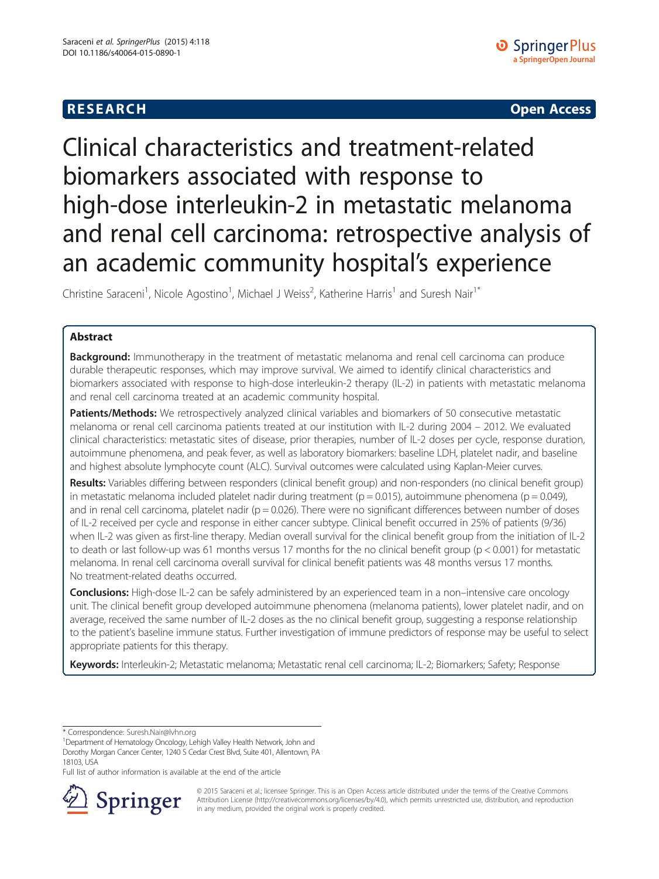**RESEARCH** **Open Access**

# Clinical characteristics and treatment-related biomarkers associated with response to high-dose interleukin-2 in metastatic melanoma and renal cell carcinoma: retrospective analysis of an academic community hospital's experience

Christine Saraceni[1], Nicole Agostino[1], Michael J Weiss[2], Katherine Harris[1] and Suresh Nair[1*]

## Abstract

**Background:** Immunotherapy in the treatment of metastatic melanoma and renal cell carcinoma can produce durable therapeutic responses, which may improve survival. We aimed to identify clinical characteristics and biomarkers associated with response to high-dose interleukin-2 therapy (IL-2) in patients with metastatic melanoma and renal cell carcinoma treated at an academic community hospital.

**Patients/Methods:** We retrospectively analyzed clinical variables and biomarkers of 50 consecutive metastatic melanoma or renal cell carcinoma patients treated at our institution with IL-2 during 2004 – 2012. We evaluated clinical characteristics: metastatic sites of disease, prior therapies, number of IL-2 doses per cycle, response duration, autoimmune phenomena, and peak fever, as well as laboratory biomarkers: baseline LDH, platelet nadir, and baseline and highest absolute lymphocyte count (ALC). Survival outcomes were calculated using Kaplan-Meier curves.

**Results:** Variables differing between responders (clinical benefit group) and non-responders (no clinical benefit group) in metastatic melanoma included platelet nadir during treatment ($p = 0.015$), autoimmune phenomena ($p = 0.049$), and in renal cell carcinoma, platelet nadir ($p = 0.026$). There were no significant differences between number of doses of IL-2 received per cycle and response in either cancer subtype. Clinical benefit occurred in 25% of patients (9/36) when IL-2 was given as first-line therapy. Median overall survival for the clinical benefit group from the initiation of IL-2 to death or last follow-up was 61 months versus 17 months for the no clinical benefit group ($p < 0.001$) for metastatic melanoma. In renal cell carcinoma overall survival for clinical benefit patients was 48 months versus 17 months. No treatment-related deaths occurred.

**Conclusions:** High-dose IL-2 can be safely administered by an experienced team in a non–intensive care oncology unit. The clinical benefit group developed autoimmune phenomena (melanoma patients), lower platelet nadir, and on average, received the same number of IL-2 doses as the no clinical benefit group, suggesting a response relationship to the patient's baseline immune status. Further investigation of immune predictors of response may be useful to select appropriate patients for this therapy.

**Keywords:** Interleukin-2; Metastatic melanoma; Metastatic renal cell carcinoma; IL-2; Biomarkers; Safety; Response

---

\* Correspondence: Suresh.Nair@lvhn.org

[1]Department of Hematology Oncology, Lehigh Valley Health Network, John and Dorothy Morgan Cancer Center, 1240 S Cedar Crest Blvd, Suite 401, Allentown, PA 18103, USA

Full list of author information is available at the end of the article

© 2015 Saraceni et al.; licensee Springer. This is an Open Access article distributed under the terms of the Creative Commons Attribution License (http://creativecommons.org/licenses/by/4.0), which permits unrestricted use, distribution, and reproduction in any medium, provided the original work is properly credited.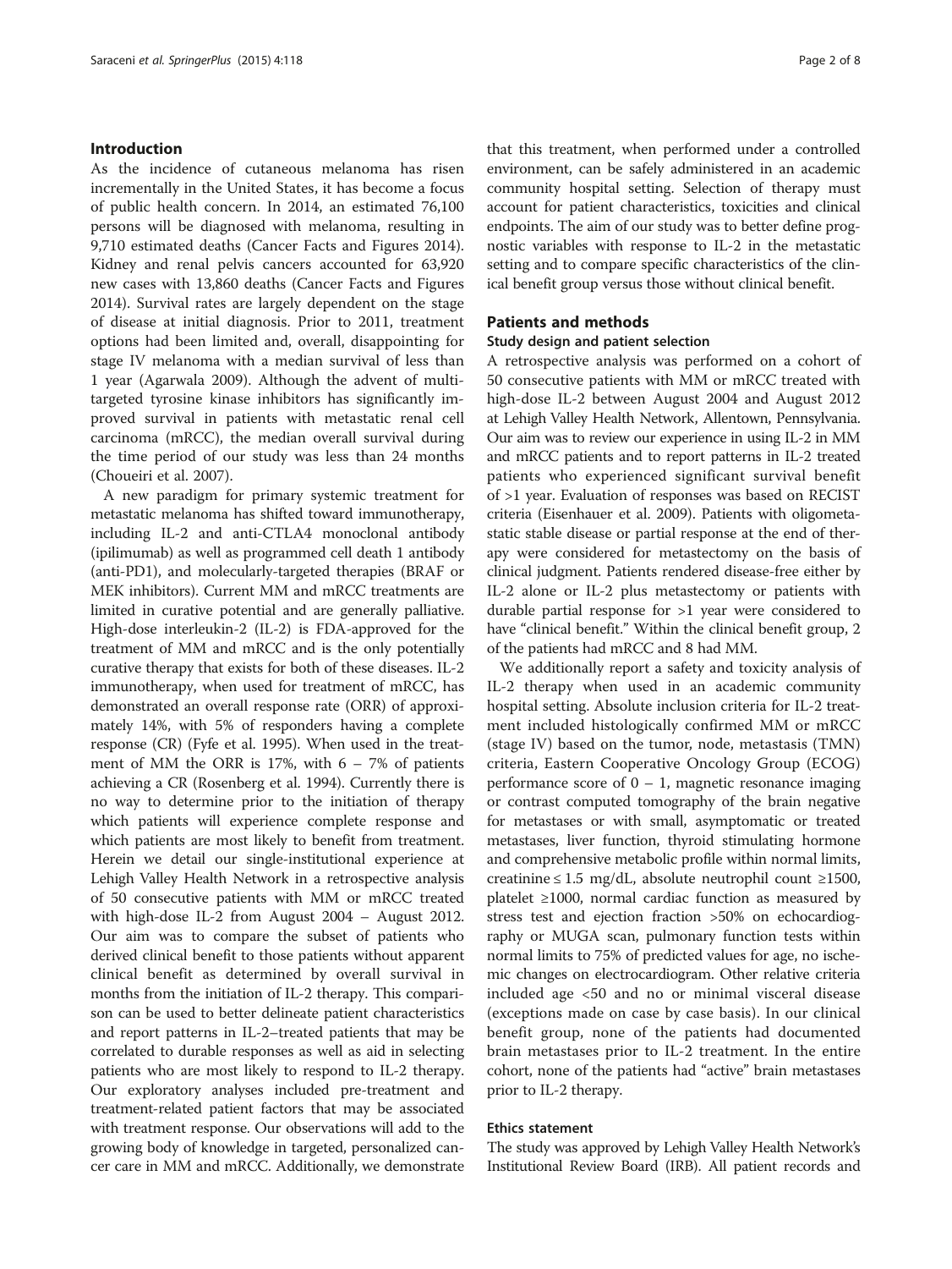## Introduction

As the incidence of cutaneous melanoma has risen incrementally in the United States, it has become a focus of public health concern. In 2014, an estimated 76,100 persons will be diagnosed with melanoma, resulting in 9,710 estimated deaths (Cancer Facts and Figures 2014). Kidney and renal pelvis cancers accounted for 63,920 new cases with 13,860 deaths (Cancer Facts and Figures 2014). Survival rates are largely dependent on the stage of disease at initial diagnosis. Prior to 2011, treatment options had been limited and, overall, disappointing for stage IV melanoma with a median survival of less than 1 year (Agarwala 2009). Although the advent of multi-targeted tyrosine kinase inhibitors has significantly improved survival in patients with metastatic renal cell carcinoma (mRCC), the median overall survival during the time period of our study was less than 24 months (Choueiri et al. 2007).

A new paradigm for primary systemic treatment for metastatic melanoma has shifted toward immunotherapy, including IL-2 and anti-CTLA4 monoclonal antibody (ipilimumab) as well as programmed cell death 1 antibody (anti-PD1), and molecularly-targeted therapies (BRAF or MEK inhibitors). Current MM and mRCC treatments are limited in curative potential and are generally palliative. High-dose interleukin-2 (IL-2) is FDA-approved for the treatment of MM and mRCC and is the only potentially curative therapy that exists for both of these diseases. IL-2 immunotherapy, when used for treatment of mRCC, has demonstrated an overall response rate (ORR) of approximately 14%, with 5% of responders having a complete response (CR) (Fyfe et al. 1995). When used in the treatment of MM the ORR is 17%, with 6 – 7% of patients achieving a CR (Rosenberg et al. 1994). Currently there is no way to determine prior to the initiation of therapy which patients will experience complete response and which patients are most likely to benefit from treatment. Herein we detail our single-institutional experience at Lehigh Valley Health Network in a retrospective analysis of 50 consecutive patients with MM or mRCC treated with high-dose IL-2 from August 2004 – August 2012. Our aim was to compare the subset of patients who derived clinical benefit to those patients without apparent clinical benefit as determined by overall survival in months from the initiation of IL-2 therapy. This comparison can be used to better delineate patient characteristics and report patterns in IL-2–treated patients that may be correlated to durable responses as well as aid in selecting patients who are most likely to respond to IL-2 therapy. Our exploratory analyses included pre-treatment and treatment-related patient factors that may be associated with treatment response. Our observations will add to the growing body of knowledge in targeted, personalized cancer care in MM and mRCC. Additionally, we demonstrate that this treatment, when performed under a controlled environment, can be safely administered in an academic community hospital setting. Selection of therapy must account for patient characteristics, toxicities and clinical endpoints. The aim of our study was to better define prognostic variables with response to IL-2 in the metastatic setting and to compare specific characteristics of the clinical benefit group versus those without clinical benefit.

## Patients and methods

### Study design and patient selection

A retrospective analysis was performed on a cohort of 50 consecutive patients with MM or mRCC treated with high-dose IL-2 between August 2004 and August 2012 at Lehigh Valley Health Network, Allentown, Pennsylvania. Our aim was to review our experience in using IL-2 in MM and mRCC patients and to report patterns in IL-2 treated patients who experienced significant survival benefit of >1 year. Evaluation of responses was based on RECIST criteria (Eisenhauer et al. 2009). Patients with oligometastatic stable disease or partial response at the end of therapy were considered for metastectomy on the basis of clinical judgment. Patients rendered disease-free either by IL-2 alone or IL-2 plus metastectomy or patients with durable partial response for >1 year were considered to have "clinical benefit." Within the clinical benefit group, 2 of the patients had mRCC and 8 had MM.

We additionally report a safety and toxicity analysis of IL-2 therapy when used in an academic community hospital setting. Absolute inclusion criteria for IL-2 treatment included histologically confirmed MM or mRCC (stage IV) based on the tumor, node, metastasis (TMN) criteria, Eastern Cooperative Oncology Group (ECOG) performance score of 0 – 1, magnetic resonance imaging or contrast computed tomography of the brain negative for metastases or with small, asymptomatic or treated metastases, liver function, thyroid stimulating hormone and comprehensive metabolic profile within normal limits, creatinine ≤ 1.5 mg/dL, absolute neutrophil count ≥1500, platelet ≥1000, normal cardiac function as measured by stress test and ejection fraction >50% on echocardiography or MUGA scan, pulmonary function tests within normal limits to 75% of predicted values for age, no ischemic changes on electrocardiogram. Other relative criteria included age <50 and no or minimal visceral disease (exceptions made on case by case basis). In our clinical benefit group, none of the patients had documented brain metastases prior to IL-2 treatment. In the entire cohort, none of the patients had "active" brain metastases prior to IL-2 therapy.

### Ethics statement

The study was approved by Lehigh Valley Health Network's Institutional Review Board (IRB). All patient records and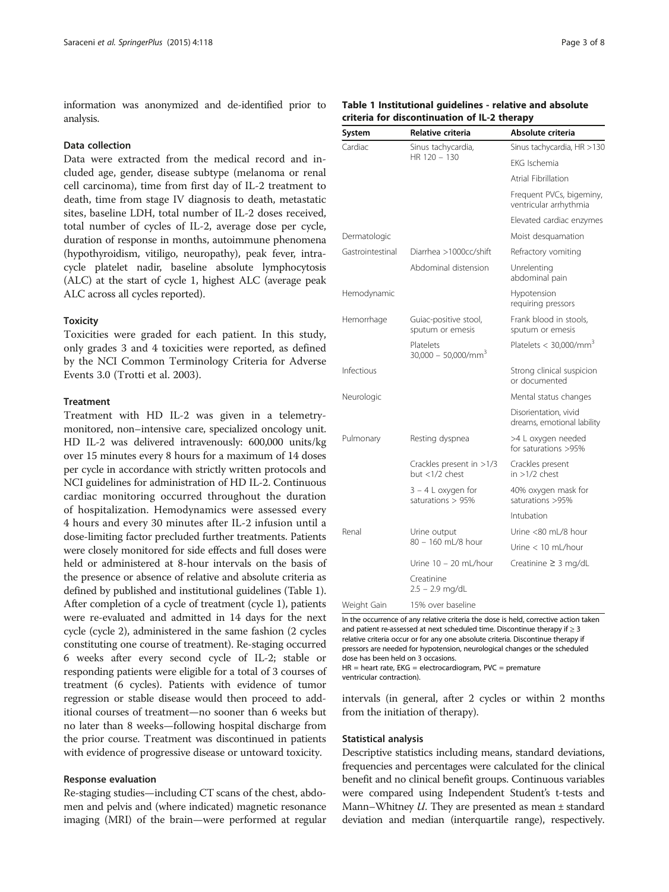information was anonymized and de-identified prior to analysis.

### Data collection

Data were extracted from the medical record and included age, gender, disease subtype (melanoma or renal cell carcinoma), time from first day of IL-2 treatment to death, time from stage IV diagnosis to death, metastatic sites, baseline LDH, total number of IL-2 doses received, total number of cycles of IL-2, average dose per cycle, duration of response in months, autoimmune phenomena (hypothyroidism, vitiligo, neuropathy), peak fever, intracycle platelet nadir, baseline absolute lymphocytosis (ALC) at the start of cycle 1, highest ALC (average peak ALC across all cycles reported).

### Toxicity

Toxicities were graded for each patient. In this study, only grades 3 and 4 toxicities were reported, as defined by the NCI Common Terminology Criteria for Adverse Events 3.0 (Trotti et al. 2003).

### Treatment

Treatment with HD IL-2 was given in a telemetry-monitored, non–intensive care, specialized oncology unit. HD IL-2 was delivered intravenously: 600,000 units/kg over 15 minutes every 8 hours for a maximum of 14 doses per cycle in accordance with strictly written protocols and NCI guidelines for administration of HD IL-2. Continuous cardiac monitoring occurred throughout the duration of hospitalization. Hemodynamics were assessed every 4 hours and every 30 minutes after IL-2 infusion until a dose-limiting factor precluded further treatments. Patients were closely monitored for side effects and full doses were held or administered at 8-hour intervals on the basis of the presence or absence of relative and absolute criteria as defined by published and institutional guidelines (Table 1). After completion of a cycle of treatment (cycle 1), patients were re-evaluated and admitted in 14 days for the next cycle (cycle 2), administered in the same fashion (2 cycles constituting one course of treatment). Re-staging occurred 6 weeks after every second cycle of IL-2; stable or responding patients were eligible for a total of 3 courses of treatment (6 cycles). Patients with evidence of tumor regression or stable disease would then proceed to additional courses of treatment—no sooner than 6 weeks but no later than 8 weeks—following hospital discharge from the prior course. Treatment was discontinued in patients with evidence of progressive disease or untoward toxicity.

### Response evaluation

Re-staging studies—including CT scans of the chest, abdomen and pelvis and (where indicated) magnetic resonance imaging (MRI) of the brain—were performed at regular intervals (in general, after 2 cycles or within 2 months from the initiation of therapy).

**Table 1 Institutional guidelines - relative and absolute criteria for discontinuation of IL-2 therapy**

| System | Relative criteria | Absolute criteria |
|---|---|---|
| Cardiac | Sinus tachycardia, HR 120 – 130 | Sinus tachycardia, HR >130 |
| | | EKG Ischemia |
| | | Atrial Fibrillation |
| | | Frequent PVCs, bigeminy, ventricular arrhythmia |
| | | Elevated cardiac enzymes |
| Dermatologic | | Moist desquamation |
| Gastrointestinal | Diarrhea >1000cc/shift | Refractory vomiting |
| | Abdominal distension | Unrelenting abdominal pain |
| Hemodynamic | | Hypotension requiring pressors |
| Hemorrhage | Guiac-positive stool, sputum or emesis | Frank blood in stools, sputum or emesis |
| | Platelets 30,000 – 50,000/mm$^3$ | Platelets < 30,000/mm$^3$ |
| Infectious | | Strong clinical suspicion or documented |
| Neurologic | | Mental status changes |
| | | Disorientation, vivid dreams, emotional lability |
| Pulmonary | Resting dyspnea | >4 L oxygen needed for saturations >95% |
| | Crackles present in >1/3 but <1/2 chest | Crackles present in >1/2 chest |
| | 3 – 4 L oxygen for saturations > 95% | 40% oxygen mask for saturations >95% |
| | | Intubation |
| Renal | Urine output 80 – 160 mL/8 hour | Urine <80 mL/8 hour |
| | | Urine < 10 mL/hour |
| | Urine 10 – 20 mL/hour | Creatinine ≥ 3 mg/dL |
| | Creatinine 2.5 – 2.9 mg/dL | |
| Weight Gain | 15% over baseline | |

In the occurrence of any relative criteria the dose is held, corrective action taken and patient re-assessed at next scheduled time. Discontinue therapy if ≥ 3 relative criteria occur or for any one absolute criteria. Discontinue therapy if pressors are needed for hypotension, neurological changes or the scheduled dose has been held on 3 occasions.
HR = heart rate, EKG = electrocardiogram, PVC = premature ventricular contraction).

### Statistical analysis

Descriptive statistics including means, standard deviations, frequencies and percentages were calculated for the clinical benefit and no clinical benefit groups. Continuous variables were compared using Independent Student's t-tests and Mann–Whitney *U*. They are presented as mean ± standard deviation and median (interquartile range), respectively.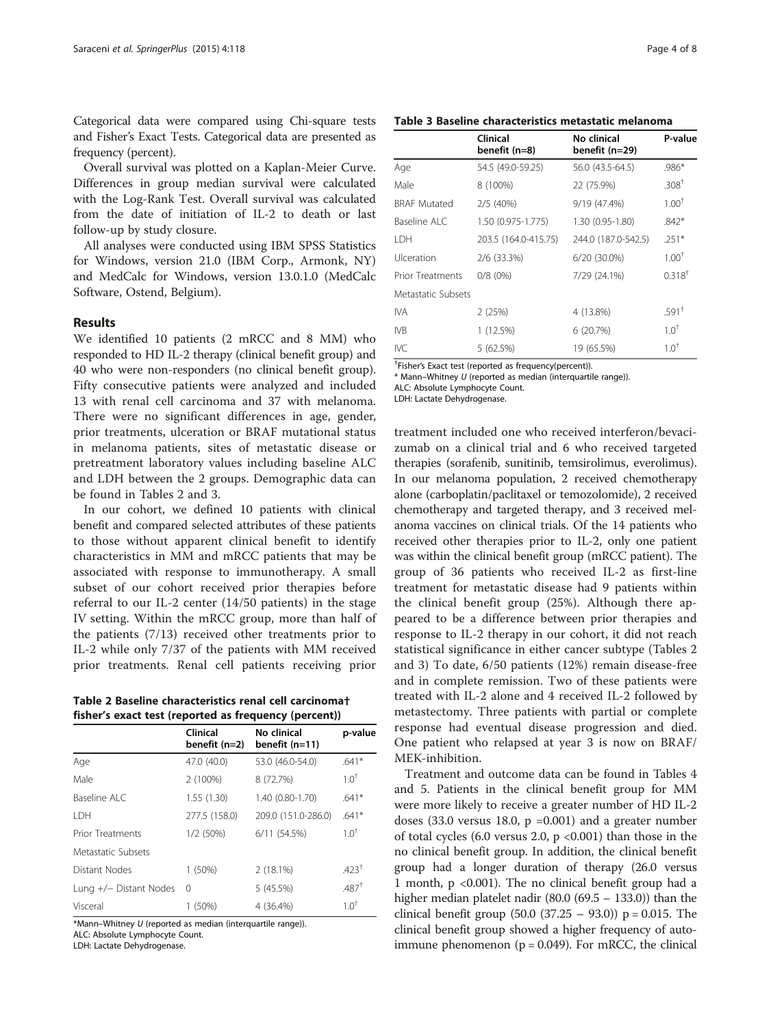Categorical data were compared using Chi-square tests and Fisher's Exact Tests. Categorical data are presented as frequency (percent).

Overall survival was plotted on a Kaplan-Meier Curve. Differences in group median survival were calculated with the Log-Rank Test. Overall survival was calculated from the date of initiation of IL-2 to death or last follow-up by study closure.

All analyses were conducted using IBM SPSS Statistics for Windows, version 21.0 (IBM Corp., Armonk, NY) and MedCalc for Windows, version 13.0.1.0 (MedCalc Software, Ostend, Belgium).

## Results

We identified 10 patients (2 mRCC and 8 MM) who responded to HD IL-2 therapy (clinical benefit group) and 40 who were non-responders (no clinical benefit group). Fifty consecutive patients were analyzed and included 13 with renal cell carcinoma and 37 with melanoma. There were no significant differences in age, gender, prior treatments, ulceration or BRAF mutational status in melanoma patients, sites of metastatic disease or pretreatment laboratory values including baseline ALC and LDH between the 2 groups. Demographic data can be found in Tables 2 and 3.

In our cohort, we defined 10 patients with clinical benefit and compared selected attributes of these patients to those without apparent clinical benefit to identify characteristics in MM and mRCC patients that may be associated with response to immunotherapy. A small subset of our cohort received prior therapies before referral to our IL-2 center (14/50 patients) in the stage IV setting. Within the mRCC group, more than half of the patients (7/13) received other treatments prior to IL-2 while only 7/37 of the patients with MM received prior treatments. Renal cell patients receiving prior treatment included one who received interferon/bevacizumab on a clinical trial and 6 who received targeted therapies (sorafenib, sunitinib, temsirolimus, everolimus). In our melanoma population, 2 received chemotherapy alone (carboplatin/paclitaxel or temozolomide), 2 received chemotherapy and targeted therapy, and 3 received melanoma vaccines on clinical trials. Of the 14 patients who received other therapies prior to IL-2, only one patient was within the clinical benefit group (mRCC patient). The group of 36 patients who received IL-2 as first-line treatment for metastatic disease had 9 patients within the clinical benefit group (25%). Although there appeared to be a difference between prior therapies and response to IL-2 therapy in our cohort, it did not reach statistical significance in either cancer subtype (Tables 2 and 3) To date, 6/50 patients (12%) remain disease-free and in complete remission. Two of these patients were treated with IL-2 alone and 4 received IL-2 followed by metastectomy. Three patients with partial or complete response had eventual disease progression and died. One patient who relapsed at year 3 is now on BRAF/MEK-inhibition.

**Table 2 Baseline characteristics renal cell carcinoma† fisher's exact test (reported as frequency (percent))**

| | Clinical benefit (n=2) | No clinical benefit (n=11) | p-value |
|---|---|---|---|
| Age | 47.0 (40.0) | 53.0 (46.0-54.0) | .641* |
| Male | 2 (100%) | 8 (72.7%) | 1.0† |
| Baseline ALC | 1.55 (1.30) | 1.40 (0.80-1.70) | .641* |
| LDH | 277.5 (158.0) | 209.0 (151.0-286.0) | .641* |
| Prior Treatments | 1/2 (50%) | 6/11 (54.5%) | 1.0† |
| Metastatic Subsets | | | |
| Distant Nodes | 1 (50%) | 2 (18.1%) | .423† |
| Lung +/− Distant Nodes | 0 | 5 (45.5%) | .487† |
| Visceral | 1 (50%) | 4 (36.4%) | 1.0† |

*Mann–Whitney *U* (reported as median (interquartile range)).
ALC: Absolute Lymphocyte Count.
LDH: Lactate Dehydrogenase.

**Table 3 Baseline characteristics metastatic melanoma**

| | Clinical benefit (n=8) | No clinical benefit (n=29) | P-value |
|---|---|---|---|
| Age | 54.5 (49.0-59.25) | 56.0 (43.5-64.5) | .986* |
| Male | 8 (100%) | 22 (75.9%) | .308† |
| BRAF Mutated | 2/5 (40%) | 9/19 (47.4%) | 1.00† |
| Baseline ALC | 1.50 (0.975-1.775) | 1.30 (0.95-1.80) | .842* |
| LDH | 203.5 (164.0-415.75) | 244.0 (187.0-542.5) | .251* |
| Ulceration | 2/6 (33.3%) | 6/20 (30.0%) | 1.00† |
| Prior Treatments | 0/8 (0%) | 7/29 (24.1%) | 0.318† |
| Metastatic Subsets | | | |
| IVA | 2 (25%) | 4 (13.8%) | .591† |
| IVB | 1 (12.5%) | 6 (20.7%) | 1.0† |
| IVC | 5 (62.5%) | 19 (65.5%) | 1.0† |

†Fisher's Exact test (reported as frequency(percent)).
* Mann–Whitney *U* (reported as median (interquartile range)).
ALC: Absolute Lymphocyte Count.
LDH: Lactate Dehydrogenase.

Treatment and outcome data can be found in Tables 4 and 5. Patients in the clinical benefit group for MM were more likely to receive a greater number of HD IL-2 doses (33.0 versus 18.0, $p = 0.001$) and a greater number of total cycles (6.0 versus 2.0, $p < 0.001$) than those in the no clinical benefit group. In addition, the clinical benefit group had a longer duration of therapy (26.0 versus 1 month, $p < 0.001$). The no clinical benefit group had a higher median platelet nadir (80.0 (69.5 – 133.0)) than the clinical benefit group (50.0 (37.25 – 93.0)) $p = 0.015$. The clinical benefit group showed a higher frequency of autoimmune phenomenon ($p = 0.049$). For mRCC, the clinical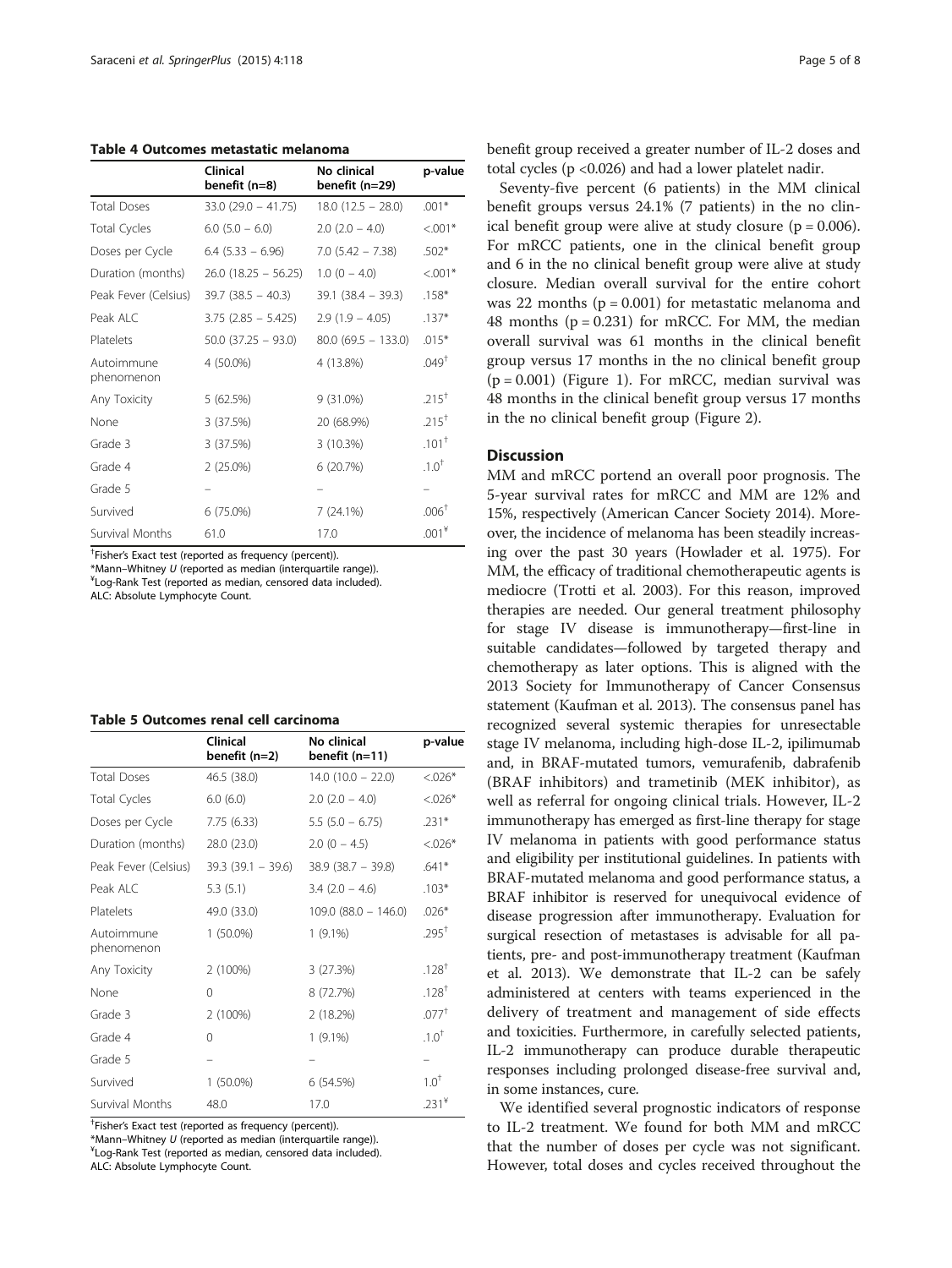**Table 4 Outcomes metastatic melanoma**

| | Clinical benefit (n=8) | No clinical benefit (n=29) | p-value |
|---|---|---|---|
| Total Doses | 33.0 (29.0 – 41.75) | 18.0 (12.5 – 28.0) | .001* |
| Total Cycles | 6.0 (5.0 – 6.0) | 2.0 (2.0 – 4.0) | <.001* |
| Doses per Cycle | 6.4 (5.33 – 6.96) | 7.0 (5.42 – 7.38) | .502* |
| Duration (months) | 26.0 (18.25 – 56.25) | 1.0 (0 – 4.0) | <.001* |
| Peak Fever (Celsius) | 39.7 (38.5 – 40.3) | 39.1 (38.4 – 39.3) | .158* |
| Peak ALC | 3.75 (2.85 – 5.425) | 2.9 (1.9 – 4.05) | .137* |
| Platelets | 50.0 (37.25 – 93.0) | 80.0 (69.5 – 133.0) | .015* |
| Autoimmune phenomenon | 4 (50.0%) | 4 (13.8%) | .049† |
| Any Toxicity | 5 (62.5%) | 9 (31.0%) | .215† |
| None | 3 (37.5%) | 20 (68.9%) | .215† |
| Grade 3 | 3 (37.5%) | 3 (10.3%) | .101† |
| Grade 4 | 2 (25.0%) | 6 (20.7%) | .1.0† |
| Grade 5 | – | – | – |
| Survived | 6 (75.0%) | 7 (24.1%) | .006† |
| Survival Months | 61.0 | 17.0 | .001¥ |

†Fisher's Exact test (reported as frequency (percent)).
*Mann–Whitney *U* (reported as median (interquartile range)).
¥Log-Rank Test (reported as median, censored data included).
ALC: Absolute Lymphocyte Count.

**Table 5 Outcomes renal cell carcinoma**

| | Clinical benefit (n=2) | No clinical benefit (n=11) | p-value |
|---|---|---|---|
| Total Doses | 46.5 (38.0) | 14.0 (10.0 – 22.0) | <.026* |
| Total Cycles | 6.0 (6.0) | 2.0 (2.0 – 4.0) | <.026* |
| Doses per Cycle | 7.75 (6.33) | 5.5 (5.0 – 6.75) | .231* |
| Duration (months) | 28.0 (23.0) | 2.0 (0 – 4.5) | <.026* |
| Peak Fever (Celsius) | 39.3 (39.1 – 39.6) | 38.9 (38.7 – 39.8) | .641* |
| Peak ALC | 5.3 (5.1) | 3.4 (2.0 – 4.6) | .103* |
| Platelets | 49.0 (33.0) | 109.0 (88.0 – 146.0) | .026* |
| Autoimmune phenomenon | 1 (50.0%) | 1 (9.1%) | .295† |
| Any Toxicity | 2 (100%) | 3 (27.3%) | .128† |
| None | 0 | 8 (72.7%) | .128† |
| Grade 3 | 2 (100%) | 2 (18.2%) | .077† |
| Grade 4 | 0 | 1 (9.1%) | .1.0† |
| Grade 5 | – | – | – |
| Survived | 1 (50.0%) | 6 (54.5%) | 1.0† |
| Survival Months | 48.0 | 17.0 | .231¥ |

†Fisher's Exact test (reported as frequency (percent)).
*Mann–Whitney *U* (reported as median (interquartile range)).
¥Log-Rank Test (reported as median, censored data included).
ALC: Absolute Lymphocyte Count.

benefit group received a greater number of IL-2 doses and total cycles ($p < 0.026$) and had a lower platelet nadir.

Seventy-five percent (6 patients) in the MM clinical benefit groups versus 24.1% (7 patients) in the no clinical benefit group were alive at study closure ($p = 0.006$). For mRCC patients, one in the clinical benefit group and 6 in the no clinical benefit group were alive at study closure. Median overall survival for the entire cohort was 22 months ($p = 0.001$) for metastatic melanoma and 48 months ($p = 0.231$) for mRCC. For MM, the median overall survival was 61 months in the clinical benefit group versus 17 months in the no clinical benefit group ($p = 0.001$) (Figure 1). For mRCC, median survival was 48 months in the clinical benefit group versus 17 months in the no clinical benefit group (Figure 2).

## Discussion

MM and mRCC portend an overall poor prognosis. The 5-year survival rates for mRCC and MM are 12% and 15%, respectively (American Cancer Society 2014). Moreover, the incidence of melanoma has been steadily increasing over the past 30 years (Howlader et al. 1975). For MM, the efficacy of traditional chemotherapeutic agents is mediocre (Trotti et al. 2003). For this reason, improved therapies are needed. Our general treatment philosophy for stage IV disease is immunotherapy—first-line in suitable candidates—followed by targeted therapy and chemotherapy as later options. This is aligned with the 2013 Society for Immunotherapy of Cancer Consensus statement (Kaufman et al. 2013). The consensus panel has recognized several systemic therapies for unresectable stage IV melanoma, including high-dose IL-2, ipilimumab and, in BRAF-mutated tumors, vemurafenib, dabrafenib (BRAF inhibitors) and trametinib (MEK inhibitor), as well as referral for ongoing clinical trials. However, IL-2 immunotherapy has emerged as first-line therapy for stage IV melanoma in patients with good performance status and eligibility per institutional guidelines. In patients with BRAF-mutated melanoma and good performance status, a BRAF inhibitor is reserved for unequivocal evidence of disease progression after immunotherapy. Evaluation for surgical resection of metastases is advisable for all patients, pre- and post-immunotherapy treatment (Kaufman et al. 2013). We demonstrate that IL-2 can be safely administered at centers with teams experienced in the delivery of treatment and management of side effects and toxicities. Furthermore, in carefully selected patients, IL-2 immunotherapy can produce durable therapeutic responses including prolonged disease-free survival and, in some instances, cure.

We identified several prognostic indicators of response to IL-2 treatment. We found for both MM and mRCC that the number of doses per cycle was not significant. However, total doses and cycles received throughout the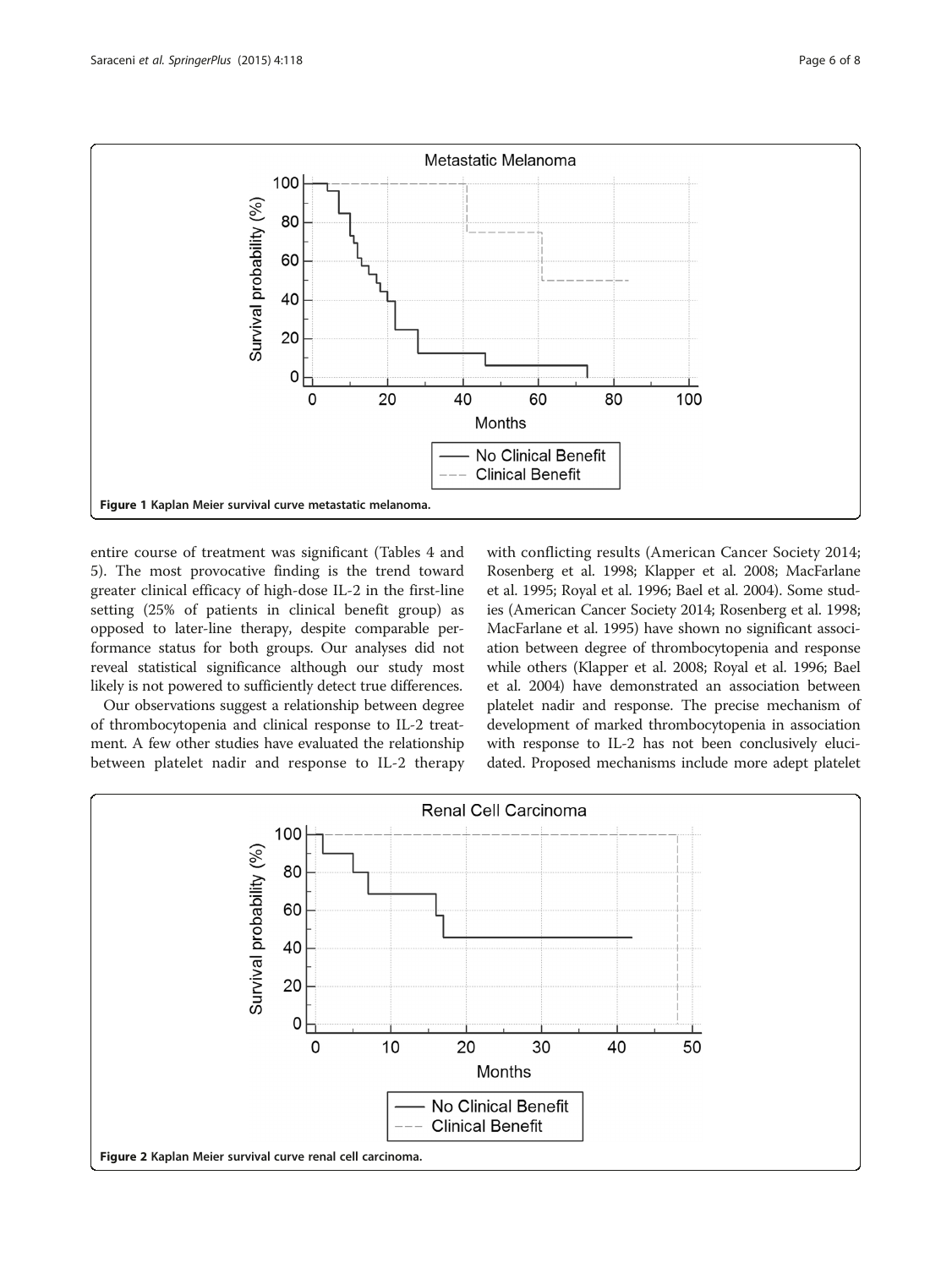Figure 1 Kaplan Meier survival curve metastatic melanoma.

entire course of treatment was significant (Tables 4 and 5). The most provocative finding is the trend toward greater clinical efficacy of high-dose IL-2 in the first-line setting (25% of patients in clinical benefit group) as opposed to later-line therapy, despite comparable performance status for both groups. Our analyses did not reveal statistical significance although our study most likely is not powered to sufficiently detect true differences.

Our observations suggest a relationship between degree of thrombocytopenia and clinical response to IL-2 treatment. A few other studies have evaluated the relationship between platelet nadir and response to IL-2 therapy with conflicting results (American Cancer Society 2014; Rosenberg et al. 1998; Klapper et al. 2008; MacFarlane et al. 1995; Royal et al. 1996; Bael et al. 2004). Some studies (American Cancer Society 2014; Rosenberg et al. 1998; MacFarlane et al. 1995) have shown no significant association between degree of thrombocytopenia and response while others (Klapper et al. 2008; Royal et al. 1996; Bael et al. 2004) have demonstrated an association between platelet nadir and response. The precise mechanism of development of marked thrombocytopenia in association with response to IL-2 has not been conclusively elucidated. Proposed mechanisms include more adept platelet

Figure 2 Kaplan Meier survival curve renal cell carcinoma.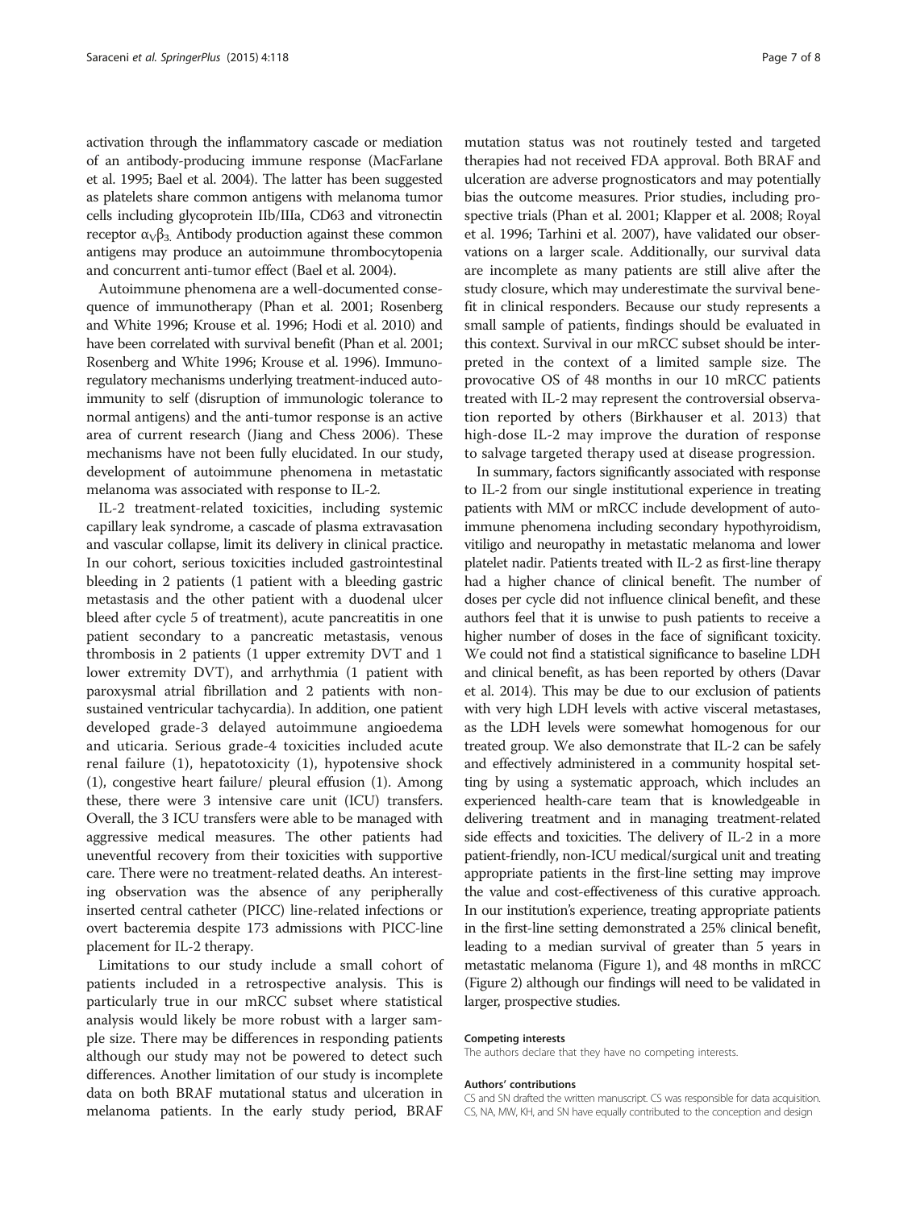activation through the inflammatory cascade or mediation of an antibody-producing immune response (MacFarlane et al. 1995; Bael et al. 2004). The latter has been suggested as platelets share common antigens with melanoma tumor cells including glycoprotein IIb/IIIa, CD63 and vitronectin receptor $\alpha_V\beta_3$. Antibody production against these common antigens may produce an autoimmune thrombocytopenia and concurrent anti-tumor effect (Bael et al. 2004).

Autoimmune phenomena are a well-documented consequence of immunotherapy (Phan et al. 2001; Rosenberg and White 1996; Krouse et al. 1996; Hodi et al. 2010) and have been correlated with survival benefit (Phan et al. 2001; Rosenberg and White 1996; Krouse et al. 1996). Immunoregulatory mechanisms underlying treatment-induced autoimmunity to self (disruption of immunologic tolerance to normal antigens) and the anti-tumor response is an active area of current research (Jiang and Chess 2006). These mechanisms have not been fully elucidated. In our study, development of autoimmune phenomena in metastatic melanoma was associated with response to IL-2.

IL-2 treatment-related toxicities, including systemic capillary leak syndrome, a cascade of plasma extravasation and vascular collapse, limit its delivery in clinical practice. In our cohort, serious toxicities included gastrointestinal bleeding in 2 patients (1 patient with a bleeding gastric metastasis and the other patient with a duodenal ulcer bleed after cycle 5 of treatment), acute pancreatitis in one patient secondary to a pancreatic metastasis, venous thrombosis in 2 patients (1 upper extremity DVT and 1 lower extremity DVT), and arrhythmia (1 patient with paroxysmal atrial fibrillation and 2 patients with non-sustained ventricular tachycardia). In addition, one patient developed grade-3 delayed autoimmune angioedema and uticaria. Serious grade-4 toxicities included acute renal failure (1), hepatotoxicity (1), hypotensive shock (1), congestive heart failure/ pleural effusion (1). Among these, there were 3 intensive care unit (ICU) transfers. Overall, the 3 ICU transfers were able to be managed with aggressive medical measures. The other patients had uneventful recovery from their toxicities with supportive care. There were no treatment-related deaths. An interesting observation was the absence of any peripherally inserted central catheter (PICC) line-related infections or overt bacteremia despite 173 admissions with PICC-line placement for IL-2 therapy.

Limitations to our study include a small cohort of patients included in a retrospective analysis. This is particularly true in our mRCC subset where statistical analysis would likely be more robust with a larger sample size. There may be differences in responding patients although our study may not be powered to detect such differences. Another limitation of our study is incomplete data on both BRAF mutational status and ulceration in melanoma patients. In the early study period, BRAF mutation status was not routinely tested and targeted therapies had not received FDA approval. Both BRAF and ulceration are adverse prognosticators and may potentially bias the outcome measures. Prior studies, including prospective trials (Phan et al. 2001; Klapper et al. 2008; Royal et al. 1996; Tarhini et al. 2007), have validated our observations on a larger scale. Additionally, our survival data are incomplete as many patients are still alive after the study closure, which may underestimate the survival benefit in clinical responders. Because our study represents a small sample of patients, findings should be evaluated in this context. Survival in our mRCC subset should be interpreted in the context of a limited sample size. The provocative OS of 48 months in our 10 mRCC patients treated with IL-2 may represent the controversial observation reported by others (Birkhauser et al. 2013) that high-dose IL-2 may improve the duration of response to salvage targeted therapy used at disease progression.

In summary, factors significantly associated with response to IL-2 from our single institutional experience in treating patients with MM or mRCC include development of autoimmune phenomena including secondary hypothyroidism, vitiligo and neuropathy in metastatic melanoma and lower platelet nadir. Patients treated with IL-2 as first-line therapy had a higher chance of clinical benefit. The number of doses per cycle did not influence clinical benefit, and these authors feel that it is unwise to push patients to receive a higher number of doses in the face of significant toxicity. We could not find a statistical significance to baseline LDH and clinical benefit, as has been reported by others (Davar et al. 2014). This may be due to our exclusion of patients with very high LDH levels with active visceral metastases, as the LDH levels were somewhat homogenous for our treated group. We also demonstrate that IL-2 can be safely and effectively administered in a community hospital setting by using a systematic approach, which includes an experienced health-care team that is knowledgeable in delivering treatment and in managing treatment-related side effects and toxicities. The delivery of IL-2 in a more patient-friendly, non-ICU medical/surgical unit and treating appropriate patients in the first-line setting may improve the value and cost-effectiveness of this curative approach. In our institution's experience, treating appropriate patients in the first-line setting demonstrated a 25% clinical benefit, leading to a median survival of greater than 5 years in metastatic melanoma (Figure 1), and 48 months in mRCC (Figure 2) although our findings will need to be validated in larger, prospective studies.

#### Competing interests
The authors declare that they have no competing interests.

#### Authors' contributions
CS and SN drafted the written manuscript. CS was responsible for data acquisition. CS, NA, MW, KH, and SN have equally contributed to the conception and design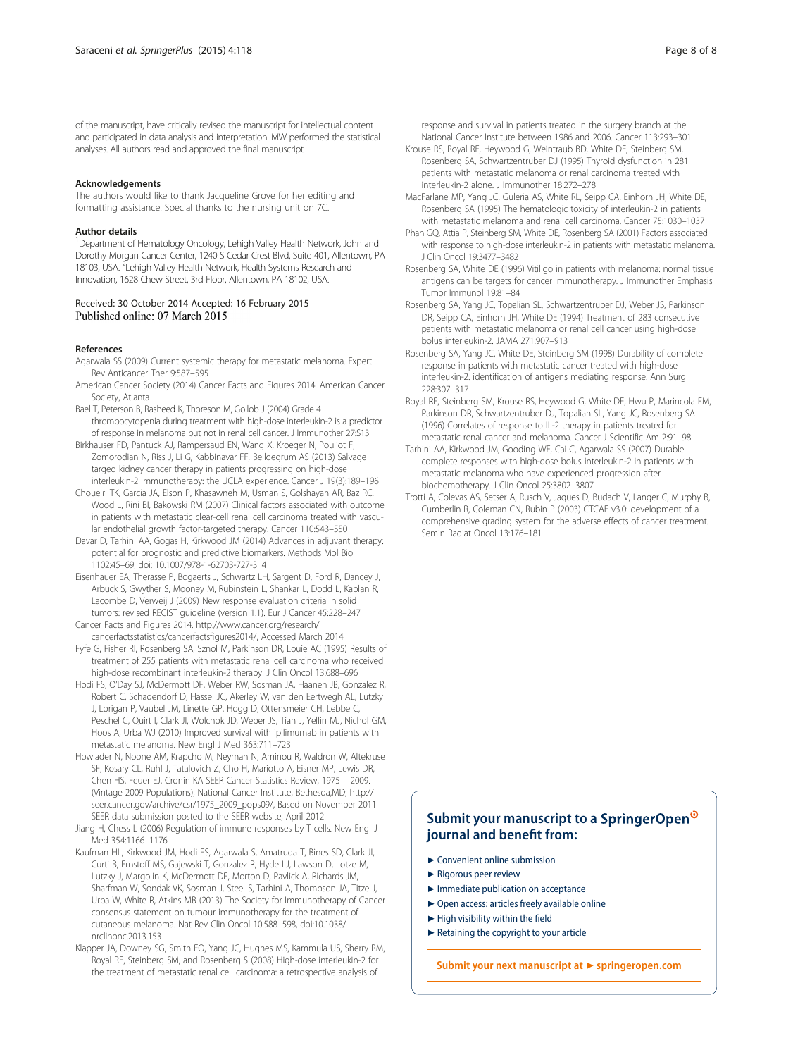of the manuscript, have critically revised the manuscript for intellectual content and participated in data analysis and interpretation. MW performed the statistical analyses. All authors read and approved the final manuscript.

### Acknowledgements

The authors would like to thank Jacqueline Grove for her editing and formatting assistance. Special thanks to the nursing unit on 7C.

### Author details

[1]Department of Hematology Oncology, Lehigh Valley Health Network, John and Dorothy Morgan Cancer Center, 1240 S Cedar Crest Blvd, Suite 401, Allentown, PA 18103, USA. [2]Lehigh Valley Health Network, Health Systems Research and Innovation, 1628 Chew Street, 3rd Floor, Allentown, PA 18102, USA.

Received: 30 October 2014 Accepted: 16 February 2015
Published online: 07 March 2015

### References

Agarwala SS (2009) Current systemic therapy for metastatic melanoma. Expert Rev Anticancer Ther 9:587–595

American Cancer Society (2014) Cancer Facts and Figures 2014. American Cancer Society, Atlanta

Bael T, Peterson B, Rasheed K, Thoreson M, Gollob J (2004) Grade 4 thrombocytopenia during treatment with high-dose interleukin-2 is a predictor of response in melanoma but not in renal cell cancer. J Immunother 27:S13

Birkhauser FD, Pantuck AJ, Rampersaud EN, Wang X, Kroeger N, Pouliot F, Zomorodian N, Riss J, Li G, Kabbinavar FF, Belldegrum AS (2013) Salvage targed kidney cancer therapy in patients progressing on high-dose interleukin-2 immunotherapy: the UCLA experience. Cancer J 19(3):189–196

Choueiri TK, Garcia JA, Elson P, Khasawneh M, Usman S, Golshayan AR, Baz RC, Wood L, Rini BI, Bakowski RM (2007) Clinical factors associated with outcome in patients with metastatic clear-cell renal cell carcinoma treated with vascular endothelial growth factor-targeted therapy. Cancer 110:543–550

Davar D, Tarhini AA, Gogas H, Kirkwood JM (2014) Advances in adjuvant therapy: potential for prognostic and predictive biomarkers. Methods Mol Biol 1102:45–69, doi: 10.1007/978-1-62703-727-3_4

Eisenhauer EA, Therasse P, Bogaerts J, Schwartz LH, Sargent D, Ford R, Dancey J, Arbuck S, Gwyther S, Mooney M, Rubinstein L, Shankar L, Dodd L, Kaplan R, Lacombe D, Verweij J (2009) New response evaluation criteria in solid tumors: revised RECIST guideline (version 1.1). Eur J Cancer 45:228–247

Cancer Facts and Figures 2014. http://www.cancer.org/research/cancerfactsstatistics/cancerfactsfigures2014/, Accessed March 2014

Fyfe G, Fisher RI, Rosenberg SA, Sznol M, Parkinson DR, Louie AC (1995) Results of treatment of 255 patients with metastatic renal cell carcinoma who received high-dose recombinant interleukin-2 therapy. J Clin Oncol 13:688–696

Hodi FS, O'Day SJ, McDermott DF, Weber RW, Sosman JA, Haanen JB, Gonzalez R, Robert C, Schadendorf D, Hassel JC, Akerley W, van den Eertwegh AL, Lutzky J, Lorigan P, Vaubel JM, Linette GP, Hogg D, Ottensmeier CH, Lebbe C, Peschel C, Quirt I, Clark JI, Wolchok JD, Weber JS, Tian J, Yellin MJ, Nichol GM, Hoos A, Urba WJ (2010) Improved survival with ipilimumab in patients with metastatic melanoma. New Engl J Med 363:711–723

Howlader N, Noone AM, Krapcho M, Neyman N, Aminou R, Waldron W, Altekruse SF, Kosary CL, Ruhl J, Tatalovich Z, Cho H, Mariotto A, Eisner MP, Lewis DR, Chen HS, Feuer EJ, Cronin KA SEER Cancer Statistics Review, 1975 – 2009. (Vintage 2009 Populations), National Cancer Institute, Bethesda,MD; http://seer.cancer.gov/archive/csr/1975_2009_pops09/, Based on November 2011 SEER data submission posted to the SEER website, April 2012.

Jiang H, Chess L (2006) Regulation of immune responses by T cells. New Engl J Med 354:1166–1176

Kaufman HL, Kirkwood JM, Hodi FS, Agarwala S, Amatruda T, Bines SD, Clark JI, Curti B, Ernstoff MS, Gajewski T, Gonzalez R, Hyde LJ, Lawson D, Lotze M, Lutzky J, Margolin K, McDermott DF, Morton D, Pavlick A, Richards JM, Sharfman W, Sondak VK, Sosman J, Steel S, Tarhini A, Thompson JA, Titze J, Urba W, White R, Atkins MB (2013) The Society for Immunotherapy of Cancer consensus statement on tumour immunotherapy for the treatment of cutaneous melanoma. Nat Rev Clin Oncol 10:588–598, doi:10.1038/nrclinonc.2013.153

Klapper JA, Downey SG, Smith FO, Yang JC, Hughes MS, Kammula US, Sherry RM, Royal RE, Steinberg SM, and Rosenberg S (2008) High-dose interleukin-2 for the treatment of metastatic renal cell carcinoma: a retrospective analysis of response and survival in patients treated in the surgery branch at the National Cancer Institute between 1986 and 2006. Cancer 113:293–301

Krouse RS, Royal RE, Heywood G, Weintraub BD, White DE, Steinberg SM, Rosenberg SA, Schwartzentruber DJ (1995) Thyroid dysfunction in 281 patients with metastatic melanoma or renal carcinoma treated with interleukin-2 alone. J Immunother 18:272–278

MacFarlane MP, Yang JC, Guleria AS, White RL, Seipp CA, Einhorn JH, White DE, Rosenberg SA (1995) The hematologic toxicity of interleukin-2 in patients with metastatic melanoma and renal cell carcinoma. Cancer 75:1030–1037

Phan GQ, Attia P, Steinberg SM, White DE, Rosenberg SA (2001) Factors associated with response to high-dose interleukin-2 in patients with metastatic melanoma. J Clin Oncol 19:3477–3482

Rosenberg SA, White DE (1996) Vitiligo in patients with melanoma: normal tissue antigens can be targets for cancer immunotherapy. J Immunother Emphasis Tumor Immunol 19:81–84

Rosenberg SA, Yang JC, Topalian SL, Schwartzentruber DJ, Weber JS, Parkinson DR, Seipp CA, Einhorn JH, White DE (1994) Treatment of 283 consecutive patients with metastatic melanoma or renal cell cancer using high-dose bolus interleukin-2. JAMA 271:907–913

Rosenberg SA, Yang JC, White DE, Steinberg SM (1998) Durability of complete response in patients with metastatic cancer treated with high-dose interleukin-2. identification of antigens mediating response. Ann Surg 228:307–317

Royal RE, Steinberg SM, Krouse RS, Heywood G, White DE, Hwu P, Marincola FM, Parkinson DR, Schwartzentruber DJ, Topalian SL, Yang JC, Rosenberg SA (1996) Correlates of response to IL-2 therapy in patients treated for metastatic renal cancer and melanoma. Cancer J Scientific Am 2:91–98

Tarhini AA, Kirkwood JM, Gooding WE, Cai C, Agarwala SS (2007) Durable complete responses with high-dose bolus interleukin-2 in patients with metastatic melanoma who have experienced progression after biochemotherapy. J Clin Oncol 25:3802–3807

Trotti A, Colevas AS, Setser A, Rusch V, Jaques D, Budach V, Langer C, Murphy B, Cumberlin R, Coleman CN, Rubin P (2003) CTCAE v3.0: development of a comprehensive grading system for the adverse effects of cancer treatment. Semin Radiat Oncol 13:176–181

**Submit your manuscript to a SpringerOpen journal and benefit from:**

- ► Convenient online submission
- ► Rigorous peer review
- ► Immediate publication on acceptance
- ► Open access: articles freely available online
- ► High visibility within the field
- ► Retaining the copyright to your article

**Submit your next manuscript at ► springeropen.com**